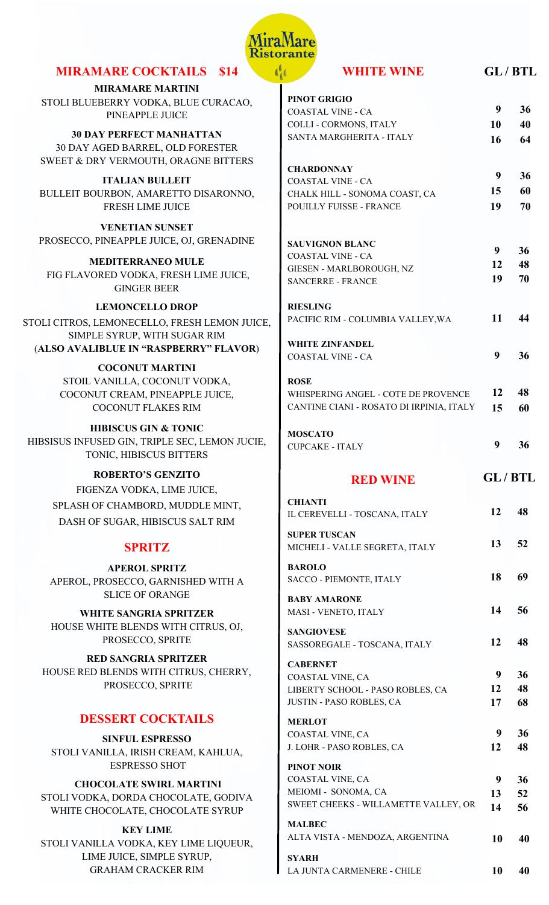MiraMare Ristorante

## MIRAMARE COCKTAILS $14

**MIRAMARE MARTINI**
STOLI BLUEBERRY VODKA, BLUE CURACAO, PINEAPPLE JUICE

**30 DAY PERFECT MANHATTAN**
30 DAY AGED BARREL, OLD FORESTER SWEET & DRY VERMOUTH, ORAGNE BITTERS

**ITALIAN BULLEIT**
BULLEIT BOURBON, AMARETTO DISARONNO, FRESH LIME JUICE

**VENETIAN SUNSET**
PROSECCO, PINEAPPLE JUICE, OJ, GRENADINE

**MEDITERRANEO MULE**
FIG FLAVORED VODKA, FRESH LIME JUICE, GINGER BEER

**LEMONCELLO DROP**
STOLI CITROS, LEMONECELLO, FRESH LEMON JUICE, SIMPLE SYRUP, WITH SUGAR RIM
(**ALSO AVALIBLUE IN "RASPBERRY" FLAVOR**)

**COCONUT MARTINI**
STOIL VANILLA, COCONUT VODKA, COCONUT CREAM, PINEAPPLE JUICE, COCONUT FLAKES RIM

**HIBISCUS GIN & TONIC**
HIBSISUS INFUSED GIN, TRIPLE SEC, LEMON JUCIE, TONIC, HIBISCUS BITTERS

**ROBERTO'S GENZITO**
FIGENZA VODKA, LIME JUICE, SPLASH OF CHAMBORD, MUDDLE MINT, DASH OF SUGAR, HIBISCUS SALT RIM

## SPRITZ

**APEROL SPRITZ**
APEROL, PROSECCO, GARNISHED WITH A SLICE OF ORANGE

**WHITE SANGRIA SPRITZER**
HOUSE WHITE BLENDS WITH CITRUS, OJ, PROSECCO, SPRITE

**RED SANGRIA SPRITZER**
HOUSE RED BLENDS WITH CITRUS, CHERRY, PROSECCO, SPRITE

## DESSERT COCKTAILS

**SINFUL ESPRESSO**
STOLI VANILLA, IRISH CREAM, KAHLUA, ESPRESSO SHOT

**CHOCOLATE SWIRL MARTINI**
STOLI VODKA, DORDA CHOCOLATE, GODIVA WHITE CHOCOLATE, CHOCOLATE SYRUP

**KEY LIME**
STOLI VANILLA VODKA, KEY LIME LIQUEUR, LIME JUICE, SIMPLE SYRUP, GRAHAM CRACKER RIM

## WHITE WINE

| WHITE WINE | GL | BTL |
|---|---|---|
| **PINOT GRIGIO** | | |
| COASTAL VINE - CA | 9 | 36 |
| COLLI - CORMONS, ITALY | 10 | 40 |
| SANTA MARGHERITA - ITALY | 16 | 64 |
| **CHARDONNAY** | | |
| COASTAL VINE - CA | 9 | 36 |
| CHALK HILL - SONOMA COAST, CA | 15 | 60 |
| POUILLY FUISSE - FRANCE | 19 | 70 |
| **SAUVIGNON BLANC** | | |
| COASTAL VINE - CA | 9 | 36 |
| GIESEN - MARLBOROUGH, NZ | 12 | 48 |
| SANCERRE - FRANCE | 19 | 70 |
| **RIESLING** | | |
| PACIFIC RIM - COLUMBIA VALLEY,WA | 11 | 44 |
| **WHITE ZINFANDEL** | | |
| COASTAL VINE - CA | 9 | 36 |
| **ROSE** | | |
| WHISPERING ANGEL - COTE DE PROVENCE | 12 | 48 |
| CANTINE CIANI - ROSATO DI IRPINIA, ITALY | 15 | 60 |
| **MOSCATO** | | |
| CUPCAKE - ITALY | 9 | 36 |

## RED WINE

| RED WINE | GL | BTL |
|---|---|---|
| **CHIANTI** | | |
| IL CEREVELLI - TOSCANA, ITALY | 12 | 48 |
| **SUPER TUSCAN** | | |
| MICHELI - VALLE SEGRETA, ITALY | 13 | 52 |
| **BAROLO** | | |
| SACCO - PIEMONTE, ITALY | 18 | 69 |
| **BABY AMARONE** | | |
| MASI - VENETO, ITALY | 14 | 56 |
| **SANGIOVESE** | | |
| SASSOREGALE - TOSCANA, ITALY | 12 | 48 |
| **CABERNET** | | |
| COASTAL VINE, CA | 9 | 36 |
| LIBERTY SCHOOL - PASO ROBLES, CA | 12 | 48 |
| JUSTIN - PASO ROBLES, CA | 17 | 68 |
| **MERLOT** | | |
| COASTAL VINE, CA | 9 | 36 |
| J. LOHR - PASO ROBLES, CA | 12 | 48 |
| **PINOT NOIR** | | |
| COASTAL VINE, CA | 9 | 36 |
| MEIOMI - SONOMA, CA | 13 | 52 |
| SWEET CHEEKS - WILLAMETTE VALLEY, OR | 14 | 56 |
| **MALBEC** | | |
| ALTA VISTA - MENDOZA, ARGENTINA | 10 | 40 |
| **SYARH** | | |
| LA JUNTA CARMENERE - CHILE | 10 | 40 |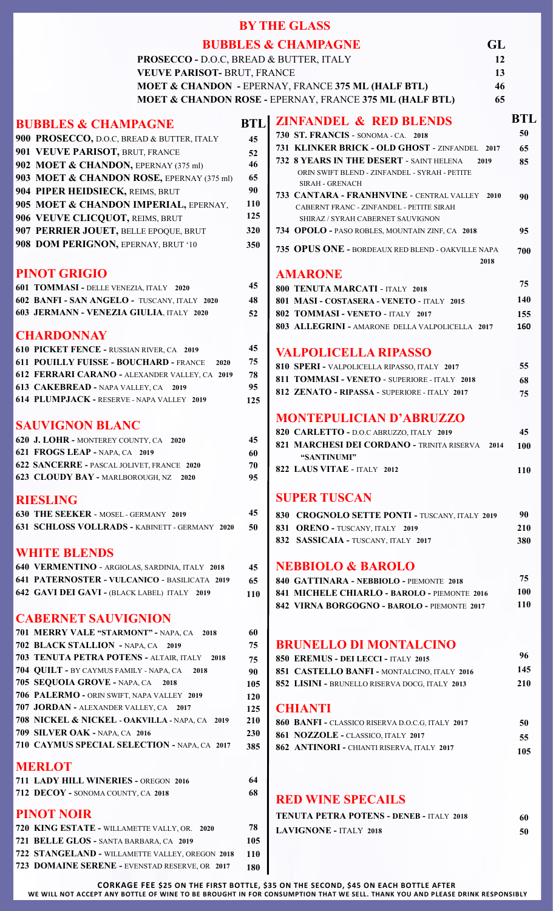# BY THE GLASS

| BUBBLES & CHAMPAGNE | GL |
|---|---|
| **PROSECCO -** D.O.C, BREAD & BUTTER, ITALY | 12 |
| **VEUVE PARISOT-** BRUT, FRANCE | 13 |
| **MOET & CHANDON -** EPERNAY, FRANCE **375 ML (HALF BTL)** | 46 |
| **MOET & CHANDON ROSE -** EPERNAY, FRANCE **375 ML (HALF BTL)** | 65 |

## BUBBLES & CHAMPAGNE

| | BTL |
|---|---|
| **900 PROSECCO,** D.O.C, BREAD & BUTTER, ITALY | 45 |
| **901 VEUVE PARISOT,** BRUT, FRANCE | 52 |
| **902 MOET & CHANDON,** EPERNAY (375 ml) | 46 |
| **903 MOET & CHANDON ROSE,** EPERNAY (375 ml) | 65 |
| **904 PIPER HEIDSIECK,** REIMS, BRUT | 90 |
| **905 MOET & CHANDON IMPERIAL,** EPERNAY, | 110 |
| **906 VEUVE CLICQUOT,** REIMS, BRUT | 125 |
| **907 PERRIER JOUET,** BELLE EPOQUE, BRUT | 320 |
| **908 DOM PERIGNON,** EPERNAY, BRUT '10 | 350 |

## PINOT GRIGIO

| | |
|---|---|
| **601 TOMMASI -** DELLE VENEZIA, ITALY 2020 | 45 |
| **602 BANFI - SAN ANGELO -** TUSCANY, ITALY 2020 | 48 |
| **603 JERMANN - VENEZIA GIULIA**, ITALY 2020 | 52 |

## CHARDONNAY

| | |
|---|---|
| **610 PICKET FENCE -** RUSSIAN RIVER, CA 2019 | 45 |
| **611 POUILLY FUISSE - BOUCHARD -** FRANCE 2020 | 75 |
| **612 FERRARI CARANO -** ALEXANDER VALLEY, CA 2019 | 78 |
| **613 CAKEBREAD -** NAPA VALLEY, CA 2019 | 95 |
| **614 PLUMPJACK -** RESERVE - NAPA VALLEY 2019 | 125 |

## SAUVIGNON BLANC

| | |
|---|---|
| **620 J. LOHR -** MONTEREY COUNTY, CA 2020 | 45 |
| **621 FROGS LEAP -** NAPA, CA 2019 | 60 |
| **622 SANCERRE -** PASCAL JOLIVET, FRANCE 2020 | 70 |
| **623 CLOUDY BAY -** MARLBOROUGH, NZ 2020 | 95 |

## RIESLING

| | |
|---|---|
| **630 THE SEEKER -** MOSEL - GERMANY 2019 | 45 |
| **631 SCHLOSS VOLLRADS -** KABINETT - GERMANY 2020 | 50 |

## WHITE BLENDS

| | |
|---|---|
| **640 VERMENTINO -** ARGIOLAS, SARDINIA, ITALY 2018 | 45 |
| **641 PATERNOSTER - VULCANICO -** BASILICATA 2019 | 65 |
| **642 GAVI DEI GAVI -** (BLACK LABEL) ITALY 2019 | 110 |

## CABERNET SAUVIGNION

| | |
|---|---|
| **701 MERRY VALE "STARMONT" -** NAPA, CA 2018 | 60 |
| **702 BLACK STALLION -** NAPA, CA 2019 | 75 |
| **703 TENUTA PETRA POTENS -** ALTAIR, ITALY 2018 | 75 |
| **704 QUILT -** BY CAYMUS FAMILY - NAPA, CA 2018 | 90 |
| **705 SEQUOIA GROVE -** NAPA, CA 2018 | 105 |
| **706 PALERMO -** ORIN SWIFT, NAPA VALLEY 2019 | 120 |
| **707 JORDAN -** ALEXANDER VALLEY, CA 2017 | 125 |
| **708 NICKEL & NICKEL - OAKVILLA -** NAPA, CA 2019 | 210 |
| **709 SILVER OAK -** NAPA, CA 2016 | 230 |
| **710 CAYMUS SPECIAL SELECTION -** NAPA, CA 2017 | 385 |

## MERLOT

| | |
|---|---|
| **711 LADY HILL WINERIES -** OREGON 2016 | 64 |
| **712 DECOY -** SONOMA COUNTY, CA 2018 | 68 |

## PINOT NOIR

| | |
|---|---|
| **720 KING ESTATE -** WILLAMETTE VALLY, OR. 2020 | 78 |
| **721 BELLE GLOS -** SANTA BARBARA, CA 2019 | 105 |
| **722 STANGELAND -** WILLAMETTE VALLEY, OREGON 2018 | 110 |
| **723 DOMAINE SERENE -** EVENSTAD RESERVE, OR 2017 | 180 |

## ZINFANDEL & RED BLENDS

| | BTL |
|---|---|
| **730 ST. FRANCIS -** SONOMA - CA. 2018 | 50 |
| **731 KLINKER BRICK - OLD GHOST -** ZINFANDEL 2017 | 65 |
| **732 8 YEARS IN THE DESERT -** SAINT HELENA 2019 ORIN SWIFT BLEND - ZINFANDEL - SYRAH - PETITE SIRAH - GRENACH | 85 |
| **733 CANTARA - FRANHNVINE -** CENTRAL VALLEY 2010 CABERNT FRANC - ZINFANDEL - PETITE SIRAH SHIRAZ / SYRAH CABERNET SAUVIGNON | 90 |
| **734 OPOLO -** PASO ROBLES, MOUNTAIN ZINF, CA 2018 | 95 |
| **735 OPUS ONE -** BORDEAUX RED BLEND - OAKVILLE NAPA 2018 | 700 |

## AMARONE

| | |
|---|---|
| **800 TENUTA MARCATI -** ITALY 2018 | 75 |
| **801 MASI - COSTASERA - VENETO -** ITALY 2015 | 140 |
| **802 TOMMASI - VENETO -** ITALY 2017 | 155 |
| **803 ALLEGRINI -** AMARONE DELLA VALPOLICELLA 2017 | 160 |

## VALPOLICELLA RIPASSO

| | |
|---|---|
| **810 SPERI -** VALPOLICELLA RIPASSO, ITALY 2017 | 55 |
| **811 TOMMASI - VENETO -** SUPERIORE - ITALY 2018 | 68 |
| **812 ZENATO - RIPASSA -** SUPERIORE - ITALY 2017 | 75 |

## MONTEPULICIAN D'ABRUZZO

| | |
|---|---|
| **820 CARLETTO -** D.O.C ABRUZZO, ITALY 2019 | 45 |
| **821 MARCHESI DEI CORDANO -** TRINITA RISERVA 2014 "SANTINUMI" | 100 |
| **822 LAUS VITAE -** ITALY 2012 | 110 |

## SUPER TUSCAN

| | |
|---|---|
| **830 CROGNOLO SETTE PONTI -** TUSCANY, ITALY 2019 | 90 |
| **831 ORENO -** TUSCANY, ITALY 2019 | 210 |
| **832 SASSICAIA -** TUSCANY, ITALY 2017 | 380 |

## NEBBIOLO & BAROLO

| | |
|---|---|
| **840 GATTINARA - NEBBIOLO -** PIEMONTE 2018 | 75 |
| **841 MICHELE CHIARLO - BAROLO -** PIEMONTE 2016 | 100 |
| **842 VIRNA BORGOGNO - BAROLO -** PIEMONTE 2017 | 110 |

## BRUNELLO DI MONTALCINO

| | |
|---|---|
| **850 EREMUS - DEI LECCI -** ITALY 2015 | 96 |
| **851 CASTELLO BANFI -** MONTALCINO, ITALY 2016 | 145 |
| **852 LISINI -** BRUNELLO RISERVA DOCG, ITALY 2013 | 210 |

## CHIANTI

| | |
|---|---|
| **860 BANFI -** CLASSICO RISERVA D.O.C.G, ITALY 2017 | 50 |
| **861 NOZZOLE -** CLASSICO, ITALY 2017 | 55 |
| **862 ANTINORI -** CHIANTI RISERVA, ITALY 2017 | 105 |

## RED WINE SPECAILS

| | |
|---|---|
| **TENUTA PETRA POTENS - DENEB -** ITALY 2018 | 60 |
| **LAVIGNONE -** ITALY 2018 | 50 |

**CORKAGE FEE $25 ON THE FIRST BOTTLE, $35 ON THE SECOND, $45 ON EACH BOTTLE AFTER**

**WE WILL NOT ACCEPT ANY BOTTLE OF WINE TO BE BROUGHT IN FOR CONSUMPTION THAT WE SELL. THANK YOU AND PLEASE DRINK RESPONSIBLY**